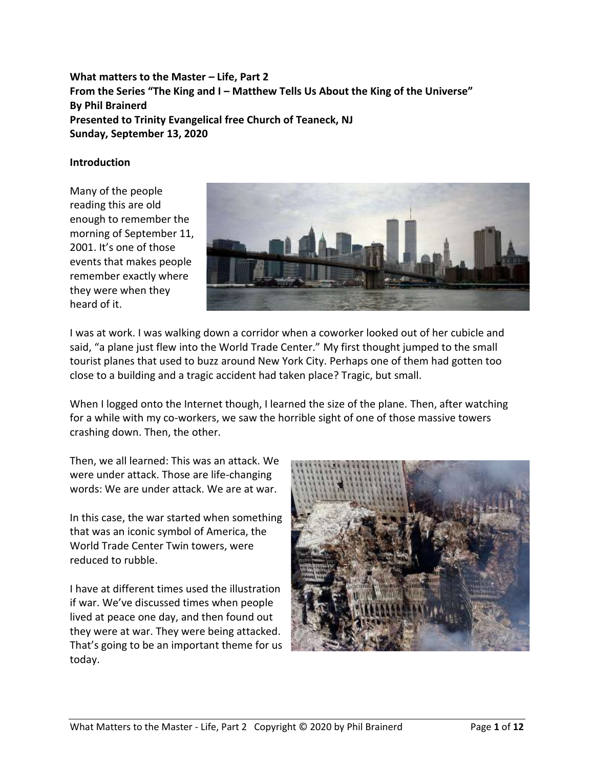**What matters to the Master – Life, Part 2**
**From the Series "The King and I – Matthew Tells Us About the King of the Universe"**
**By Phil Brainerd**
**Presented to Trinity Evangelical free Church of Teaneck, NJ**
**Sunday, September 13, 2020**

**Introduction**

Many of the people reading this are old enough to remember the morning of September 11, 2001. It's one of those events that makes people remember exactly where they were when they heard of it.

I was at work. I was walking down a corridor when a coworker looked out of her cubicle and said, "a plane just flew into the World Trade Center." My first thought jumped to the small tourist planes that used to buzz around New York City. Perhaps one of them had gotten too close to a building and a tragic accident had taken place? Tragic, but small.

When I logged onto the Internet though, I learned the size of the plane. Then, after watching for a while with my co-workers, we saw the horrible sight of one of those massive towers crashing down. Then, the other.

Then, we all learned: This was an attack. We were under attack. Those are life-changing words: We are under attack. We are at war.

In this case, the war started when something that was an iconic symbol of America, the World Trade Center Twin towers, were reduced to rubble.

I have at different times used the illustration if war. We've discussed times when people lived at peace one day, and then found out they were at war. They were being attacked. That's going to be an important theme for us today.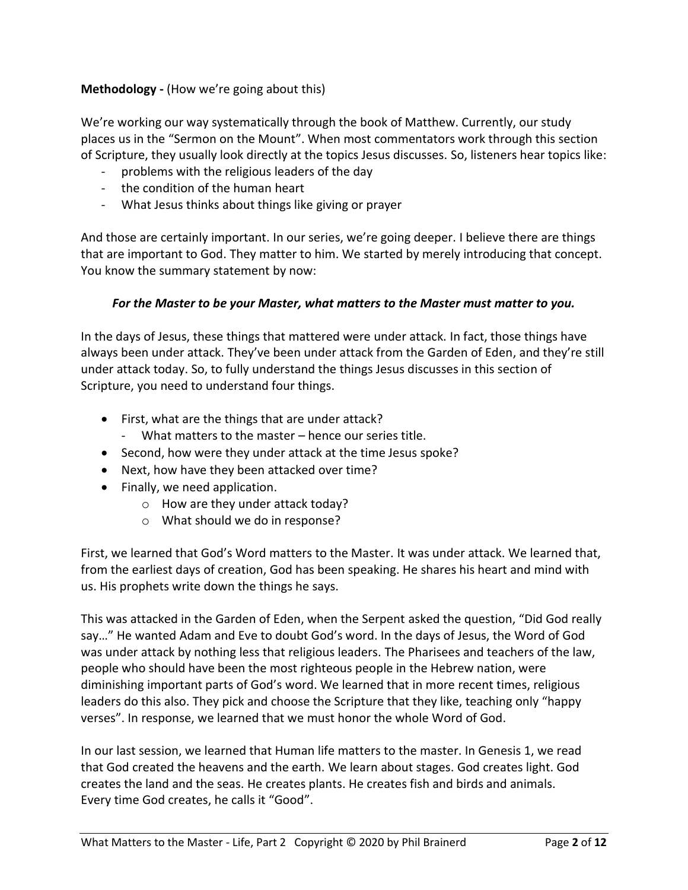**Methodology -** (How we're going about this)

We're working our way systematically through the book of Matthew. Currently, our study places us in the "Sermon on the Mount". When most commentators work through this section of Scripture, they usually look directly at the topics Jesus discusses. So, listeners hear topics like:

- problems with the religious leaders of the day
- the condition of the human heart
- What Jesus thinks about things like giving or prayer

And those are certainly important. In our series, we're going deeper. I believe there are things that are important to God. They matter to him. We started by merely introducing that concept. You know the summary statement by now:

***For the Master to be your Master, what matters to the Master must matter to you.***

In the days of Jesus, these things that mattered were under attack. In fact, those things have always been under attack. They've been under attack from the Garden of Eden, and they're still under attack today. So, to fully understand the things Jesus discusses in this section of Scripture, you need to understand four things.

- First, what are the things that are under attack?
  - What matters to the master – hence our series title.
- Second, how were they under attack at the time Jesus spoke?
- Next, how have they been attacked over time?
- Finally, we need application.
  - How are they under attack today?
  - What should we do in response?

First, we learned that God's Word matters to the Master. It was under attack. We learned that, from the earliest days of creation, God has been speaking. He shares his heart and mind with us. His prophets write down the things he says.

This was attacked in the Garden of Eden, when the Serpent asked the question, "Did God really say…" He wanted Adam and Eve to doubt God's word. In the days of Jesus, the Word of God was under attack by nothing less that religious leaders. The Pharisees and teachers of the law, people who should have been the most righteous people in the Hebrew nation, were diminishing important parts of God's word. We learned that in more recent times, religious leaders do this also. They pick and choose the Scripture that they like, teaching only "happy verses". In response, we learned that we must honor the whole Word of God.

In our last session, we learned that Human life matters to the master. In Genesis 1, we read that God created the heavens and the earth. We learn about stages. God creates light. God creates the land and the seas. He creates plants. He creates fish and birds and animals. Every time God creates, he calls it "Good".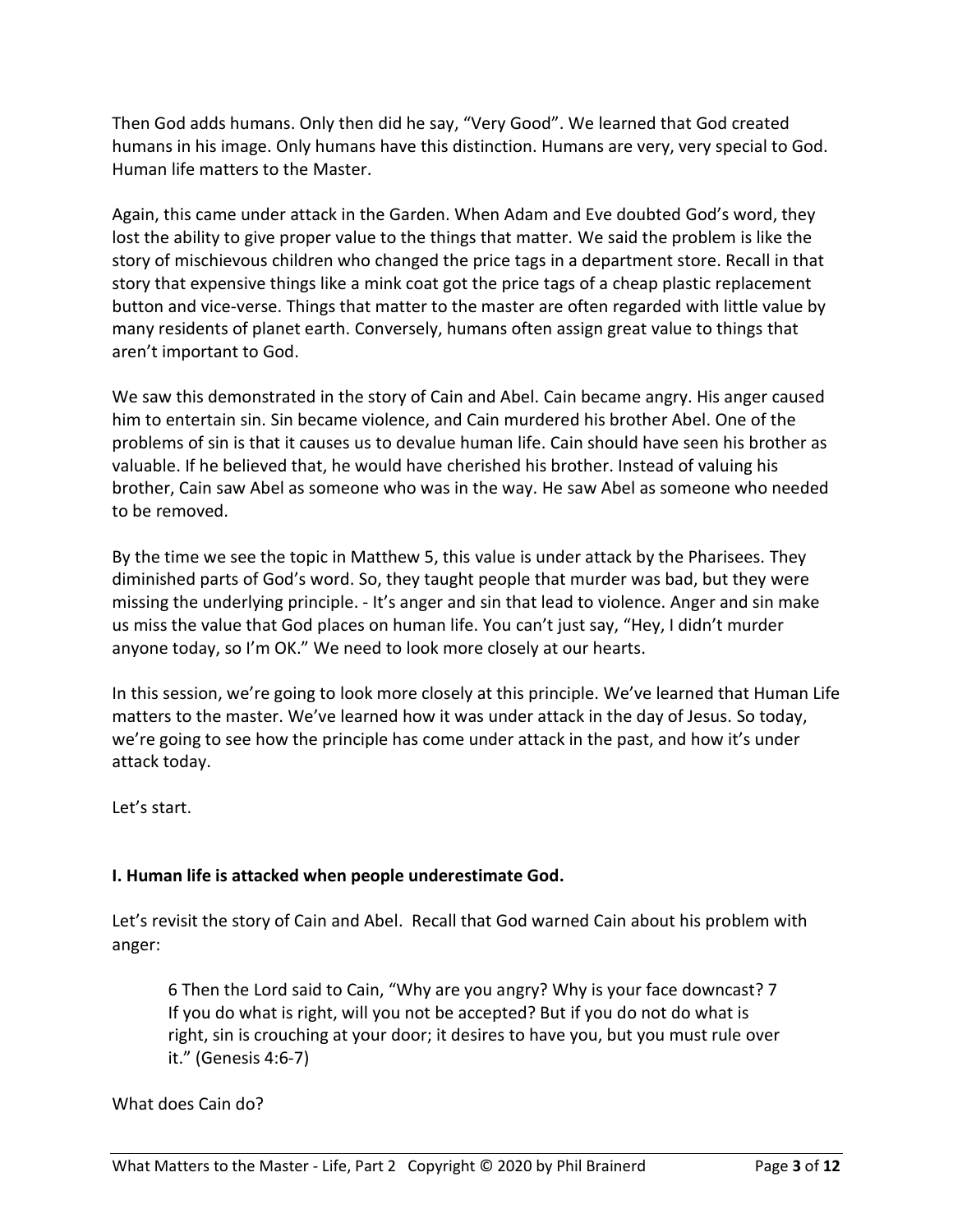Then God adds humans. Only then did he say, "Very Good". We learned that God created humans in his image. Only humans have this distinction. Humans are very, very special to God. Human life matters to the Master.

Again, this came under attack in the Garden. When Adam and Eve doubted God's word, they lost the ability to give proper value to the things that matter. We said the problem is like the story of mischievous children who changed the price tags in a department store. Recall in that story that expensive things like a mink coat got the price tags of a cheap plastic replacement button and vice-verse. Things that matter to the master are often regarded with little value by many residents of planet earth. Conversely, humans often assign great value to things that aren't important to God.

We saw this demonstrated in the story of Cain and Abel. Cain became angry. His anger caused him to entertain sin. Sin became violence, and Cain murdered his brother Abel. One of the problems of sin is that it causes us to devalue human life. Cain should have seen his brother as valuable. If he believed that, he would have cherished his brother. Instead of valuing his brother, Cain saw Abel as someone who was in the way. He saw Abel as someone who needed to be removed.

By the time we see the topic in Matthew 5, this value is under attack by the Pharisees. They diminished parts of God's word. So, they taught people that murder was bad, but they were missing the underlying principle. - It's anger and sin that lead to violence. Anger and sin make us miss the value that God places on human life. You can't just say, "Hey, I didn't murder anyone today, so I'm OK." We need to look more closely at our hearts.

In this session, we're going to look more closely at this principle. We've learned that Human Life matters to the master. We've learned how it was under attack in the day of Jesus. So today, we're going to see how the principle has come under attack in the past, and how it's under attack today.

Let's start.

**I. Human life is attacked when people underestimate God.**

Let's revisit the story of Cain and Abel. Recall that God warned Cain about his problem with anger:

> 6 Then the Lord said to Cain, "Why are you angry? Why is your face downcast? 7 If you do what is right, will you not be accepted? But if you do not do what is right, sin is crouching at your door; it desires to have you, but you must rule over it." (Genesis 4:6-7)

What does Cain do?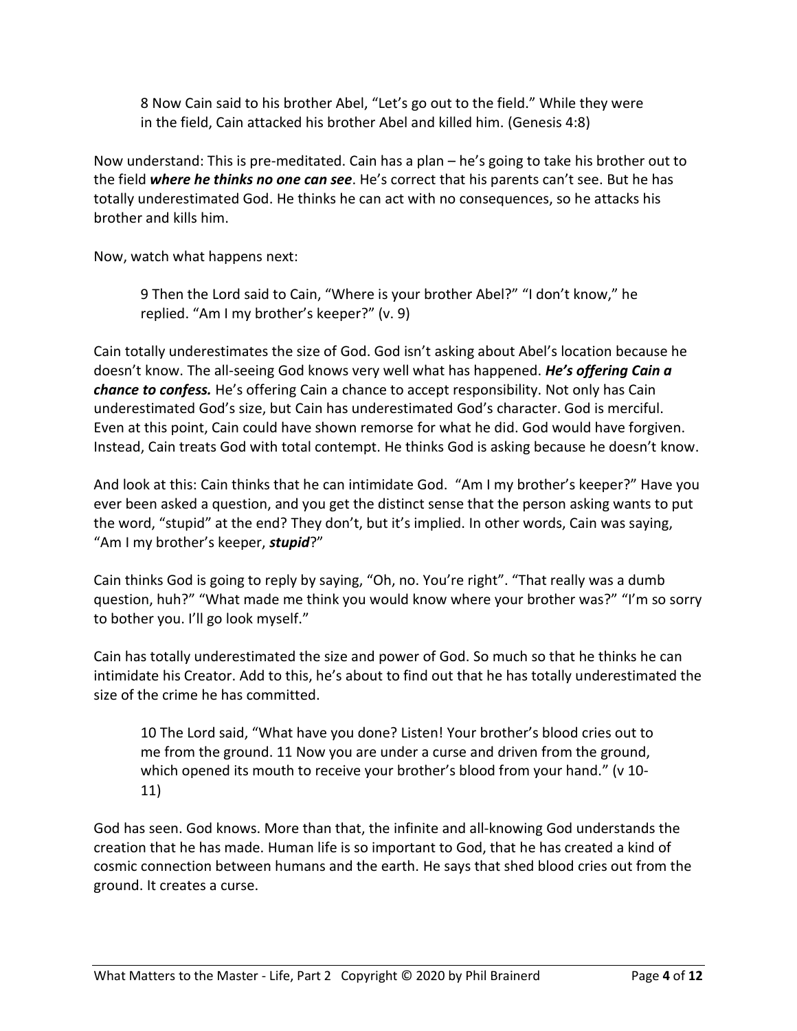> 8 Now Cain said to his brother Abel, "Let's go out to the field." While they were in the field, Cain attacked his brother Abel and killed him. (Genesis 4:8)

Now understand: This is pre-meditated. Cain has a plan – he's going to take his brother out to the field ***where he thinks no one can see***. He's correct that his parents can't see. But he has totally underestimated God. He thinks he can act with no consequences, so he attacks his brother and kills him.

Now, watch what happens next:

> 9 Then the Lord said to Cain, "Where is your brother Abel?" "I don't know," he replied. "Am I my brother's keeper?" (v. 9)

Cain totally underestimates the size of God. God isn't asking about Abel's location because he doesn't know. The all-seeing God knows very well what has happened. ***He's offering Cain a chance to confess.*** He's offering Cain a chance to accept responsibility. Not only has Cain underestimated God's size, but Cain has underestimated God's character. God is merciful. Even at this point, Cain could have shown remorse for what he did. God would have forgiven. Instead, Cain treats God with total contempt. He thinks God is asking because he doesn't know.

And look at this: Cain thinks that he can intimidate God. "Am I my brother's keeper?" Have you ever been asked a question, and you get the distinct sense that the person asking wants to put the word, "stupid" at the end? They don't, but it's implied. In other words, Cain was saying, "Am I my brother's keeper, ***stupid***?"

Cain thinks God is going to reply by saying, "Oh, no. You're right". "That really was a dumb question, huh?" "What made me think you would know where your brother was?" "I'm so sorry to bother you. I'll go look myself."

Cain has totally underestimated the size and power of God. So much so that he thinks he can intimidate his Creator. Add to this, he's about to find out that he has totally underestimated the size of the crime he has committed.

> 10 The Lord said, "What have you done? Listen! Your brother's blood cries out to me from the ground. 11 Now you are under a curse and driven from the ground, which opened its mouth to receive your brother's blood from your hand." (v 10-11)

God has seen. God knows. More than that, the infinite and all-knowing God understands the creation that he has made. Human life is so important to God, that he has created a kind of cosmic connection between humans and the earth. He says that shed blood cries out from the ground. It creates a curse.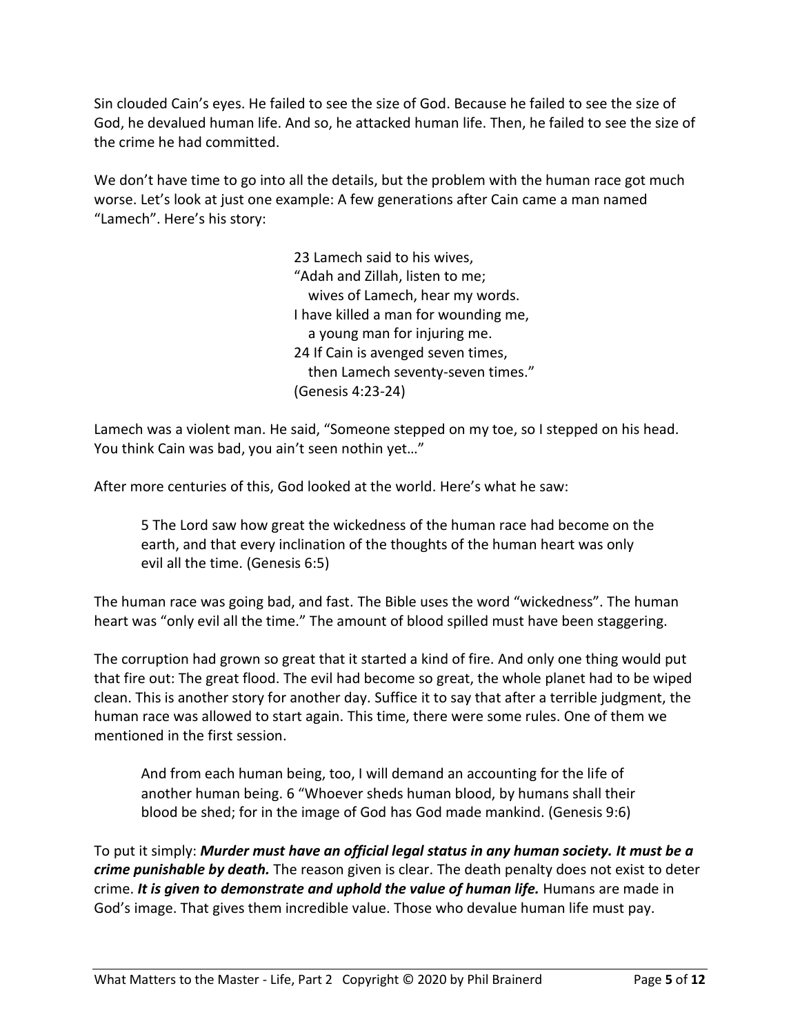Sin clouded Cain's eyes. He failed to see the size of God. Because he failed to see the size of God, he devalued human life. And so, he attacked human life. Then, he failed to see the size of the crime he had committed.

We don't have time to go into all the details, but the problem with the human race got much worse. Let's look at just one example: A few generations after Cain came a man named "Lamech". Here's his story:

> 23 Lamech said to his wives,
> "Adah and Zillah, listen to me;
>   wives of Lamech, hear my words.
> I have killed a man for wounding me,
>   a young man for injuring me.
> 24 If Cain is avenged seven times,
>   then Lamech seventy-seven times."
> (Genesis 4:23-24)

Lamech was a violent man. He said, "Someone stepped on my toe, so I stepped on his head. You think Cain was bad, you ain't seen nothin yet…"

After more centuries of this, God looked at the world. Here's what he saw:

> 5 The Lord saw how great the wickedness of the human race had become on the earth, and that every inclination of the thoughts of the human heart was only evil all the time. (Genesis 6:5)

The human race was going bad, and fast. The Bible uses the word "wickedness". The human heart was "only evil all the time." The amount of blood spilled must have been staggering.

The corruption had grown so great that it started a kind of fire. And only one thing would put that fire out: The great flood. The evil had become so great, the whole planet had to be wiped clean. This is another story for another day. Suffice it to say that after a terrible judgment, the human race was allowed to start again. This time, there were some rules. One of them we mentioned in the first session.

> And from each human being, too, I will demand an accounting for the life of another human being. 6 "Whoever sheds human blood, by humans shall their blood be shed; for in the image of God has God made mankind. (Genesis 9:6)

To put it simply: ***Murder must have an official legal status in any human society. It must be a crime punishable by death.*** The reason given is clear. The death penalty does not exist to deter crime. ***It is given to demonstrate and uphold the value of human life.*** Humans are made in God's image. That gives them incredible value. Those who devalue human life must pay.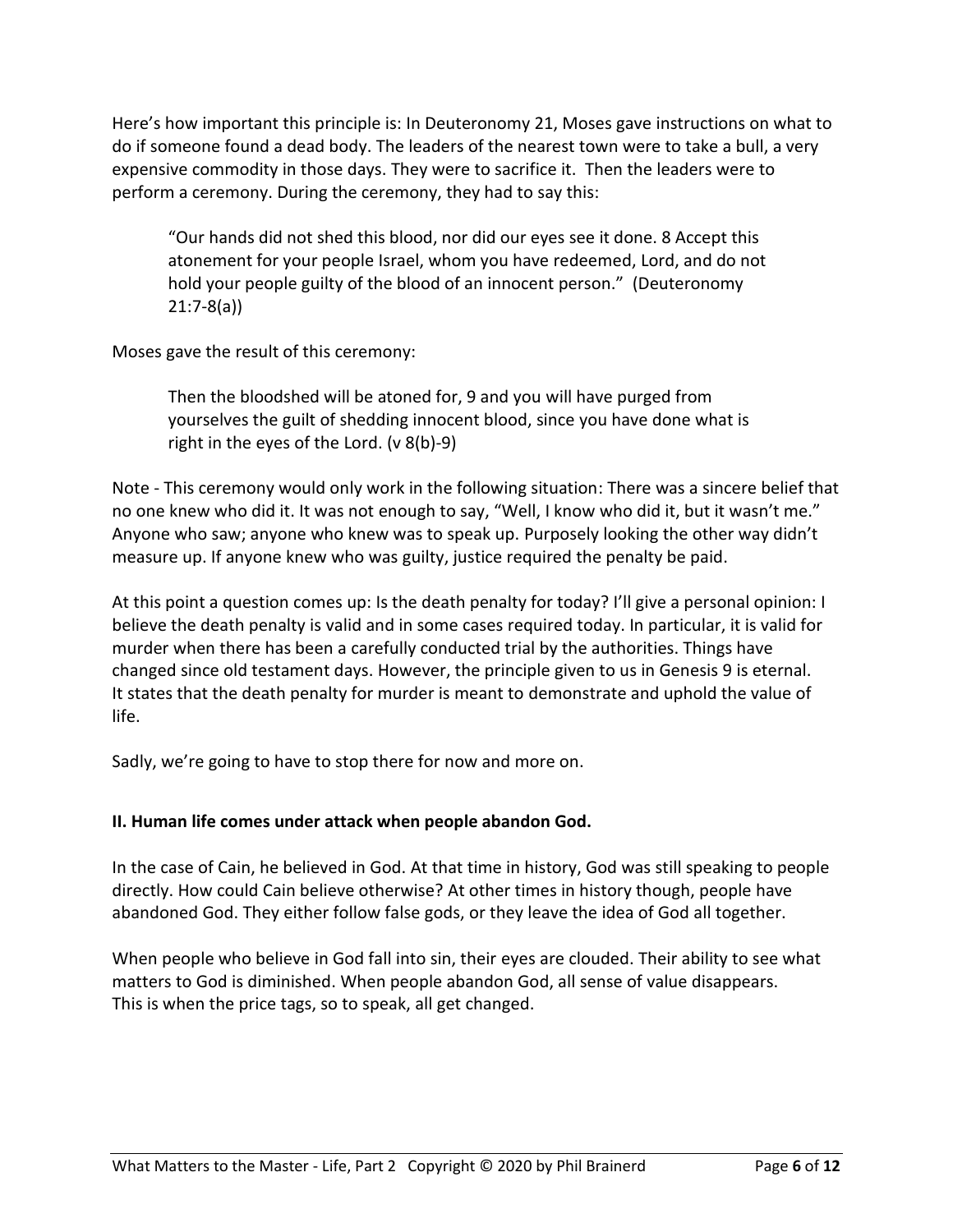Here's how important this principle is: In Deuteronomy 21, Moses gave instructions on what to do if someone found a dead body. The leaders of the nearest town were to take a bull, a very expensive commodity in those days. They were to sacrifice it. Then the leaders were to perform a ceremony. During the ceremony, they had to say this:

> "Our hands did not shed this blood, nor did our eyes see it done. 8 Accept this atonement for your people Israel, whom you have redeemed, Lord, and do not hold your people guilty of the blood of an innocent person." (Deuteronomy 21:7-8(a))

Moses gave the result of this ceremony:

> Then the bloodshed will be atoned for, 9 and you will have purged from yourselves the guilt of shedding innocent blood, since you have done what is right in the eyes of the Lord. (v 8(b)-9)

Note - This ceremony would only work in the following situation: There was a sincere belief that no one knew who did it. It was not enough to say, "Well, I know who did it, but it wasn't me." Anyone who saw; anyone who knew was to speak up. Purposely looking the other way didn't measure up. If anyone knew who was guilty, justice required the penalty be paid.

At this point a question comes up: Is the death penalty for today? I'll give a personal opinion: I believe the death penalty is valid and in some cases required today. In particular, it is valid for murder when there has been a carefully conducted trial by the authorities. Things have changed since old testament days. However, the principle given to us in Genesis 9 is eternal. It states that the death penalty for murder is meant to demonstrate and uphold the value of life.

Sadly, we're going to have to stop there for now and more on.

**II. Human life comes under attack when people abandon God.**

In the case of Cain, he believed in God. At that time in history, God was still speaking to people directly. How could Cain believe otherwise? At other times in history though, people have abandoned God. They either follow false gods, or they leave the idea of God all together.

When people who believe in God fall into sin, their eyes are clouded. Their ability to see what matters to God is diminished. When people abandon God, all sense of value disappears. This is when the price tags, so to speak, all get changed.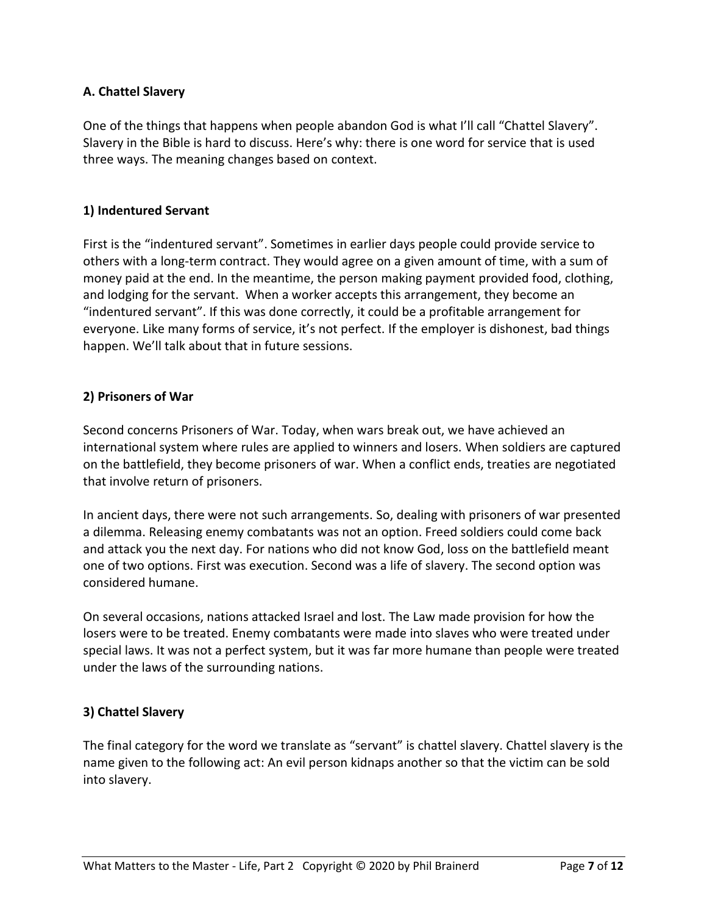### A. Chattel Slavery

One of the things that happens when people abandon God is what I'll call "Chattel Slavery". Slavery in the Bible is hard to discuss. Here's why: there is one word for service that is used three ways. The meaning changes based on context.

#### 1) Indentured Servant

First is the "indentured servant". Sometimes in earlier days people could provide service to others with a long-term contract. They would agree on a given amount of time, with a sum of money paid at the end. In the meantime, the person making payment provided food, clothing, and lodging for the servant. When a worker accepts this arrangement, they become an "indentured servant". If this was done correctly, it could be a profitable arrangement for everyone. Like many forms of service, it's not perfect. If the employer is dishonest, bad things happen. We'll talk about that in future sessions.

#### 2) Prisoners of War

Second concerns Prisoners of War. Today, when wars break out, we have achieved an international system where rules are applied to winners and losers. When soldiers are captured on the battlefield, they become prisoners of war. When a conflict ends, treaties are negotiated that involve return of prisoners.

In ancient days, there were not such arrangements. So, dealing with prisoners of war presented a dilemma. Releasing enemy combatants was not an option. Freed soldiers could come back and attack you the next day. For nations who did not know God, loss on the battlefield meant one of two options. First was execution. Second was a life of slavery. The second option was considered humane.

On several occasions, nations attacked Israel and lost. The Law made provision for how the losers were to be treated. Enemy combatants were made into slaves who were treated under special laws. It was not a perfect system, but it was far more humane than people were treated under the laws of the surrounding nations.

#### 3) Chattel Slavery

The final category for the word we translate as "servant" is chattel slavery. Chattel slavery is the name given to the following act: An evil person kidnaps another so that the victim can be sold into slavery.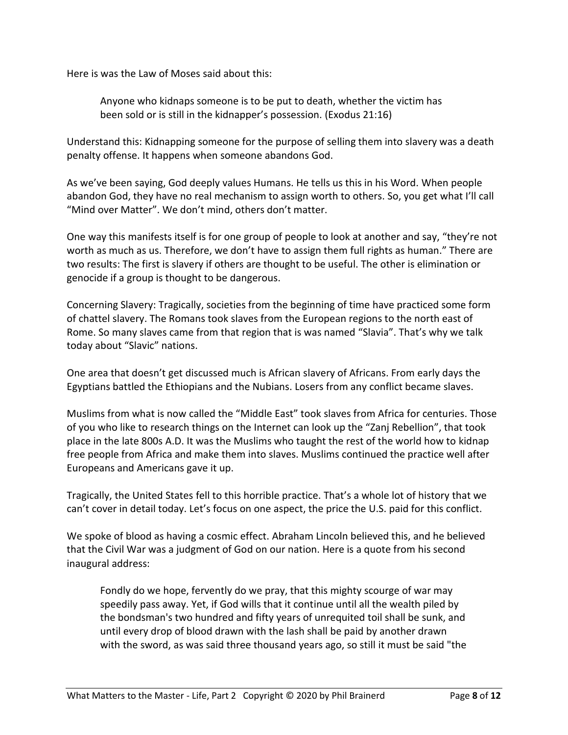Here is was the Law of Moses said about this:

> Anyone who kidnaps someone is to be put to death, whether the victim has been sold or is still in the kidnapper's possession. (Exodus 21:16)

Understand this: Kidnapping someone for the purpose of selling them into slavery was a death penalty offense. It happens when someone abandons God.

As we've been saying, God deeply values Humans. He tells us this in his Word. When people abandon God, they have no real mechanism to assign worth to others. So, you get what I'll call "Mind over Matter". We don't mind, others don't matter.

One way this manifests itself is for one group of people to look at another and say, "they're not worth as much as us. Therefore, we don't have to assign them full rights as human." There are two results: The first is slavery if others are thought to be useful. The other is elimination or genocide if a group is thought to be dangerous.

Concerning Slavery: Tragically, societies from the beginning of time have practiced some form of chattel slavery. The Romans took slaves from the European regions to the north east of Rome. So many slaves came from that region that is was named "Slavia". That's why we talk today about "Slavic" nations.

One area that doesn't get discussed much is African slavery of Africans. From early days the Egyptians battled the Ethiopians and the Nubians. Losers from any conflict became slaves.

Muslims from what is now called the "Middle East" took slaves from Africa for centuries. Those of you who like to research things on the Internet can look up the "Zanj Rebellion", that took place in the late 800s A.D. It was the Muslims who taught the rest of the world how to kidnap free people from Africa and make them into slaves. Muslims continued the practice well after Europeans and Americans gave it up.

Tragically, the United States fell to this horrible practice. That's a whole lot of history that we can't cover in detail today. Let's focus on one aspect, the price the U.S. paid for this conflict.

We spoke of blood as having a cosmic effect. Abraham Lincoln believed this, and he believed that the Civil War was a judgment of God on our nation. Here is a quote from his second inaugural address:

> Fondly do we hope, fervently do we pray, that this mighty scourge of war may speedily pass away. Yet, if God wills that it continue until all the wealth piled by the bondsman's two hundred and fifty years of unrequited toil shall be sunk, and until every drop of blood drawn with the lash shall be paid by another drawn with the sword, as was said three thousand years ago, so still it must be said "the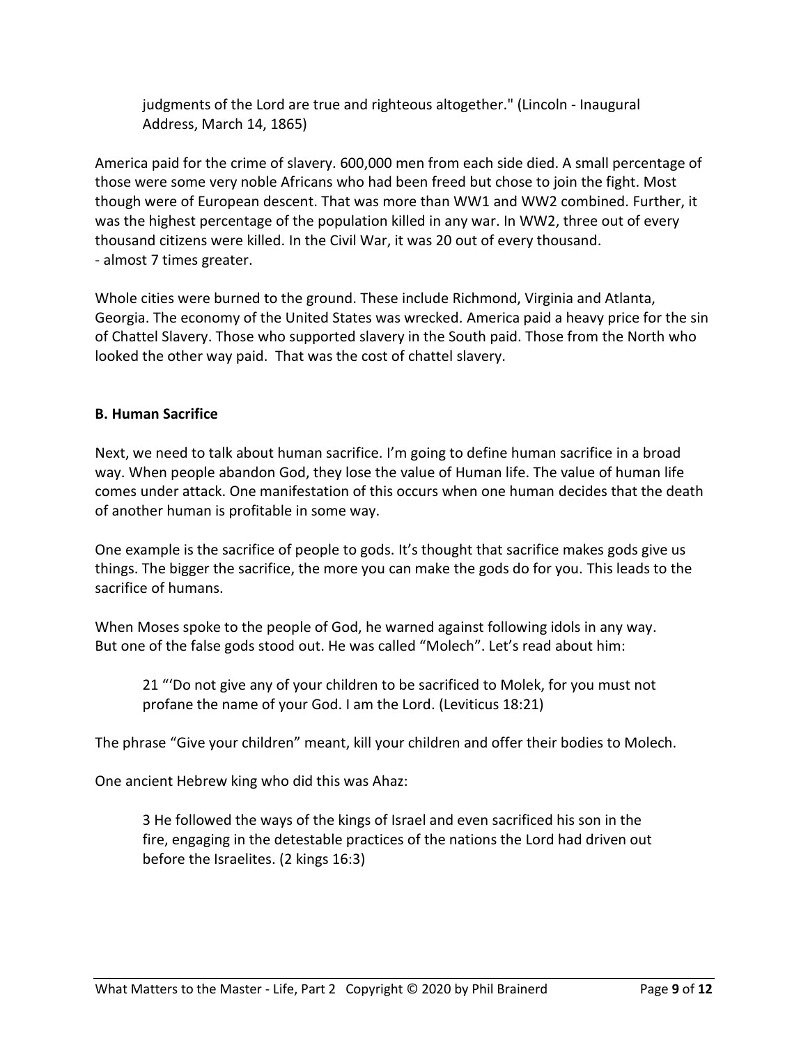> judgments of the Lord are true and righteous altogether." (Lincoln - Inaugural Address, March 14, 1865)

America paid for the crime of slavery. 600,000 men from each side died. A small percentage of those were some very noble Africans who had been freed but chose to join the fight. Most though were of European descent. That was more than WW1 and WW2 combined. Further, it was the highest percentage of the population killed in any war. In WW2, three out of every thousand citizens were killed. In the Civil War, it was 20 out of every thousand.
- almost 7 times greater.

Whole cities were burned to the ground. These include Richmond, Virginia and Atlanta, Georgia. The economy of the United States was wrecked. America paid a heavy price for the sin of Chattel Slavery. Those who supported slavery in the South paid. Those from the North who looked the other way paid. That was the cost of chattel slavery.

**B. Human Sacrifice**

Next, we need to talk about human sacrifice. I'm going to define human sacrifice in a broad way. When people abandon God, they lose the value of Human life. The value of human life comes under attack. One manifestation of this occurs when one human decides that the death of another human is profitable in some way.

One example is the sacrifice of people to gods. It's thought that sacrifice makes gods give us things. The bigger the sacrifice, the more you can make the gods do for you. This leads to the sacrifice of humans.

When Moses spoke to the people of God, he warned against following idols in any way. But one of the false gods stood out. He was called "Molech". Let's read about him:

> 21 "'Do not give any of your children to be sacrificed to Molek, for you must not profane the name of your God. I am the Lord. (Leviticus 18:21)

The phrase "Give your children" meant, kill your children and offer their bodies to Molech.

One ancient Hebrew king who did this was Ahaz:

> 3 He followed the ways of the kings of Israel and even sacrificed his son in the fire, engaging in the detestable practices of the nations the Lord had driven out before the Israelites. (2 kings 16:3)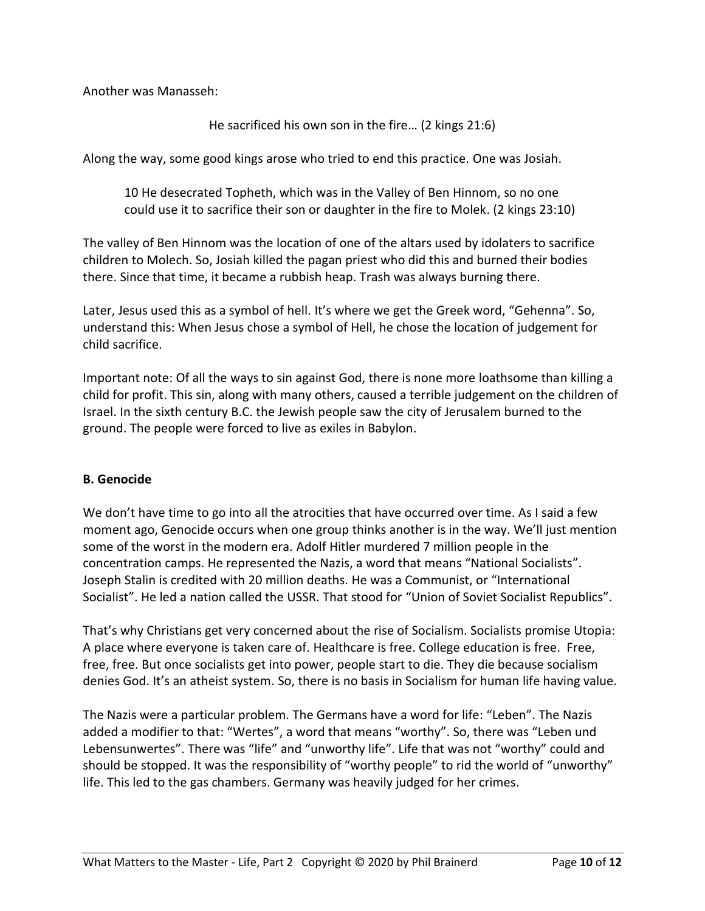Another was Manasseh:

> He sacrificed his own son in the fire… (2 kings 21:6)

Along the way, some good kings arose who tried to end this practice. One was Josiah.

> 10 He desecrated Topheth, which was in the Valley of Ben Hinnom, so no one could use it to sacrifice their son or daughter in the fire to Molek. (2 kings 23:10)

The valley of Ben Hinnom was the location of one of the altars used by idolaters to sacrifice children to Molech. So, Josiah killed the pagan priest who did this and burned their bodies there. Since that time, it became a rubbish heap. Trash was always burning there.

Later, Jesus used this as a symbol of hell. It's where we get the Greek word, "Gehenna". So, understand this: When Jesus chose a symbol of Hell, he chose the location of judgement for child sacrifice.

Important note: Of all the ways to sin against God, there is none more loathsome than killing a child for profit. This sin, along with many others, caused a terrible judgement on the children of Israel. In the sixth century B.C. the Jewish people saw the city of Jerusalem burned to the ground. The people were forced to live as exiles in Babylon.

**B. Genocide**

We don't have time to go into all the atrocities that have occurred over time. As I said a few moment ago, Genocide occurs when one group thinks another is in the way. We'll just mention some of the worst in the modern era. Adolf Hitler murdered 7 million people in the concentration camps. He represented the Nazis, a word that means "National Socialists". Joseph Stalin is credited with 20 million deaths. He was a Communist, or "International Socialist". He led a nation called the USSR. That stood for "Union of Soviet Socialist Republics".

That's why Christians get very concerned about the rise of Socialism. Socialists promise Utopia: A place where everyone is taken care of. Healthcare is free. College education is free. Free, free, free. But once socialists get into power, people start to die. They die because socialism denies God. It's an atheist system. So, there is no basis in Socialism for human life having value.

The Nazis were a particular problem. The Germans have a word for life: "Leben". The Nazis added a modifier to that: "Wertes", a word that means "worthy". So, there was "Leben und Lebensunwertes". There was "life" and "unworthy life". Life that was not "worthy" could and should be stopped. It was the responsibility of "worthy people" to rid the world of "unworthy" life. This led to the gas chambers. Germany was heavily judged for her crimes.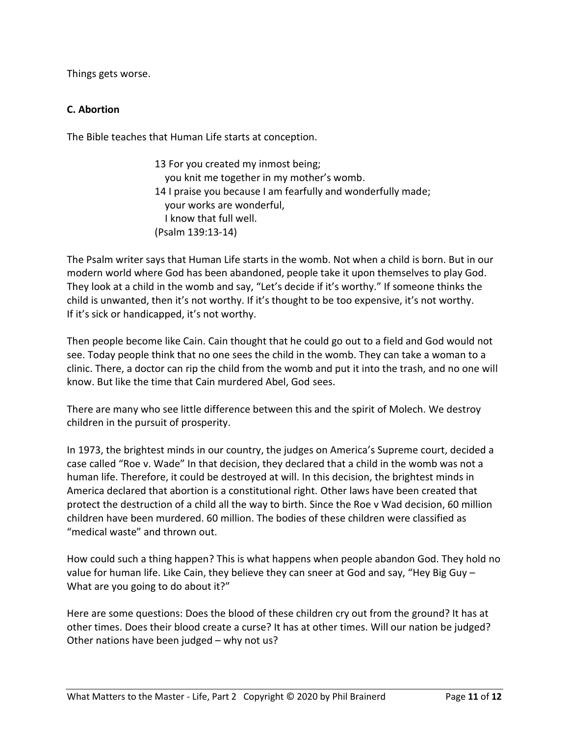Things gets worse.

**C. Abortion**

The Bible teaches that Human Life starts at conception.

> 13 For you created my inmost being;
> you knit me together in my mother's womb.
> 14 I praise you because I am fearfully and wonderfully made;
> your works are wonderful,
> I know that full well.
> (Psalm 139:13-14)

The Psalm writer says that Human Life starts in the womb. Not when a child is born. But in our modern world where God has been abandoned, people take it upon themselves to play God. They look at a child in the womb and say, "Let's decide if it's worthy." If someone thinks the child is unwanted, then it's not worthy. If it's thought to be too expensive, it's not worthy. If it's sick or handicapped, it's not worthy.

Then people become like Cain. Cain thought that he could go out to a field and God would not see. Today people think that no one sees the child in the womb. They can take a woman to a clinic. There, a doctor can rip the child from the womb and put it into the trash, and no one will know. But like the time that Cain murdered Abel, God sees.

There are many who see little difference between this and the spirit of Molech. We destroy children in the pursuit of prosperity.

In 1973, the brightest minds in our country, the judges on America's Supreme court, decided a case called "Roe v. Wade" In that decision, they declared that a child in the womb was not a human life. Therefore, it could be destroyed at will. In this decision, the brightest minds in America declared that abortion is a constitutional right. Other laws have been created that protect the destruction of a child all the way to birth. Since the Roe v Wad decision, 60 million children have been murdered. 60 million. The bodies of these children were classified as "medical waste" and thrown out.

How could such a thing happen? This is what happens when people abandon God. They hold no value for human life. Like Cain, they believe they can sneer at God and say, "Hey Big Guy – What are you going to do about it?"

Here are some questions: Does the blood of these children cry out from the ground? It has at other times. Does their blood create a curse? It has at other times. Will our nation be judged? Other nations have been judged – why not us?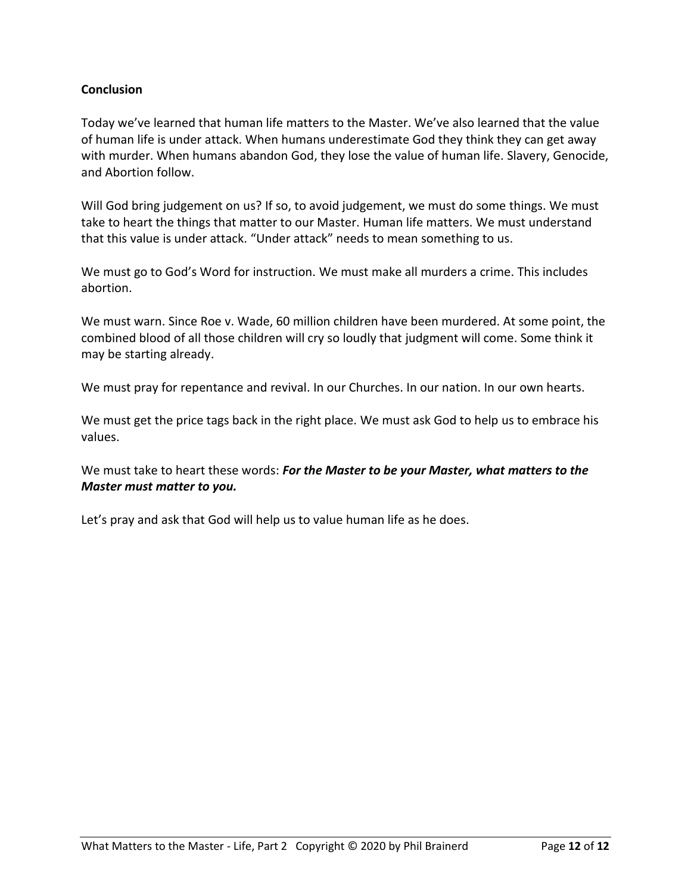**Conclusion**

Today we've learned that human life matters to the Master. We've also learned that the value of human life is under attack. When humans underestimate God they think they can get away with murder. When humans abandon God, they lose the value of human life. Slavery, Genocide, and Abortion follow.

Will God bring judgement on us? If so, to avoid judgement, we must do some things. We must take to heart the things that matter to our Master. Human life matters. We must understand that this value is under attack. "Under attack" needs to mean something to us.

We must go to God's Word for instruction. We must make all murders a crime. This includes abortion.

We must warn. Since Roe v. Wade, 60 million children have been murdered. At some point, the combined blood of all those children will cry so loudly that judgment will come. Some think it may be starting already.

We must pray for repentance and revival. In our Churches. In our nation. In our own hearts.

We must get the price tags back in the right place. We must ask God to help us to embrace his values.

We must take to heart these words: ***For the Master to be your Master, what matters to the Master must matter to you.***

Let's pray and ask that God will help us to value human life as he does.